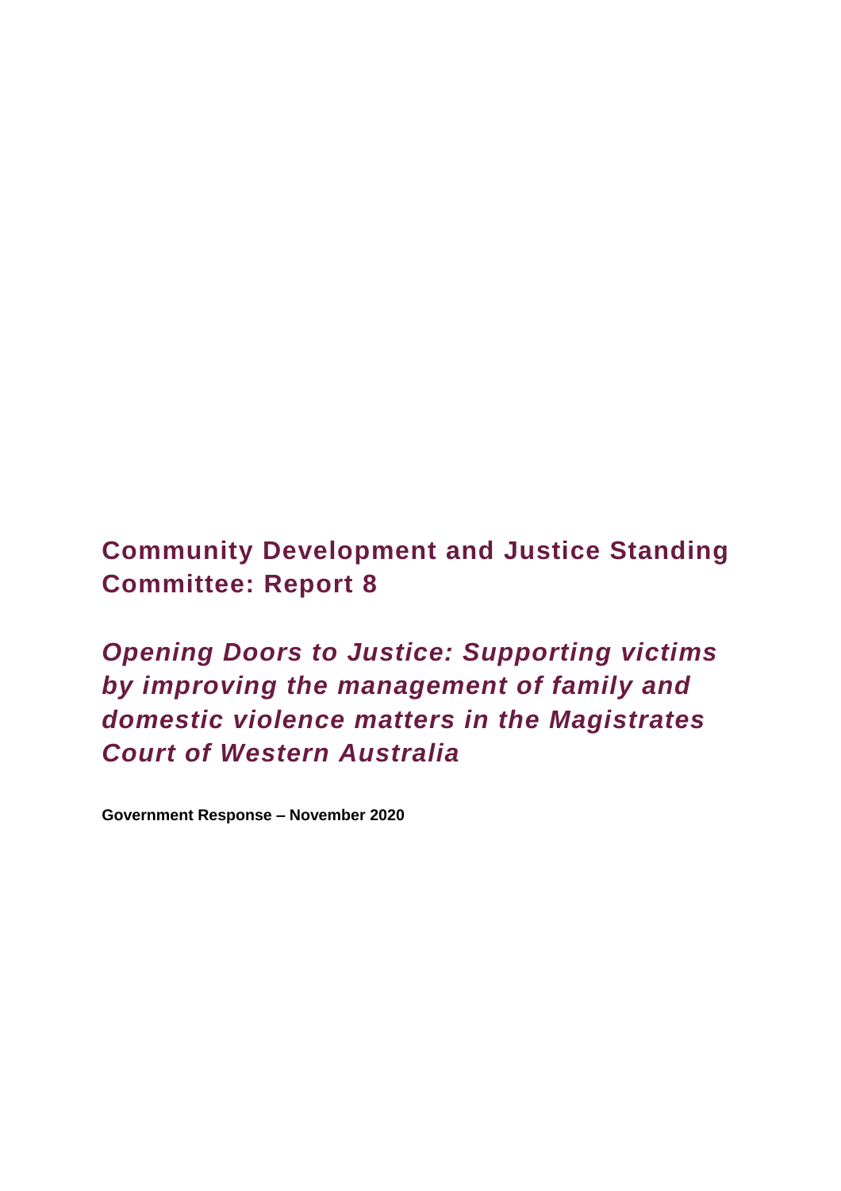# Community Development and Justice Standing Committee: Report 8

## *Opening Doors to Justice: Supporting victims by improving the management of family and domestic violence matters in the Magistrates Court of Western Australia*

**Government Response – November 2020**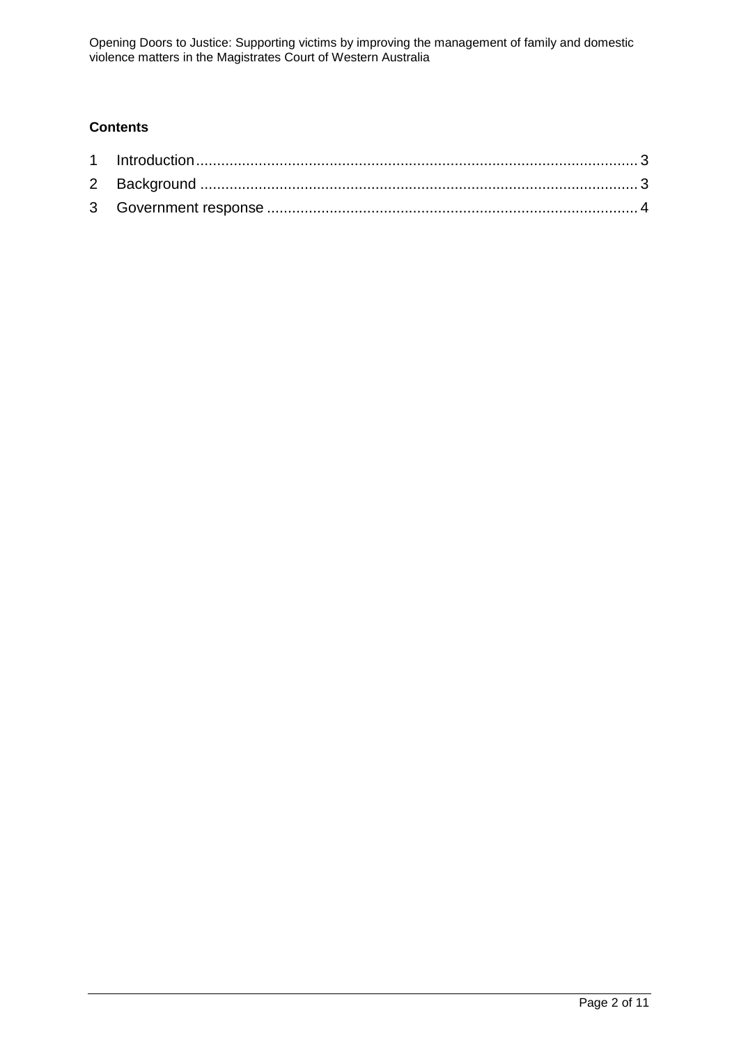**Contents**

1 Introduction .......................................................................................... 3

2 Background .......................................................................................... 3

3 Government response .......................................................................... 4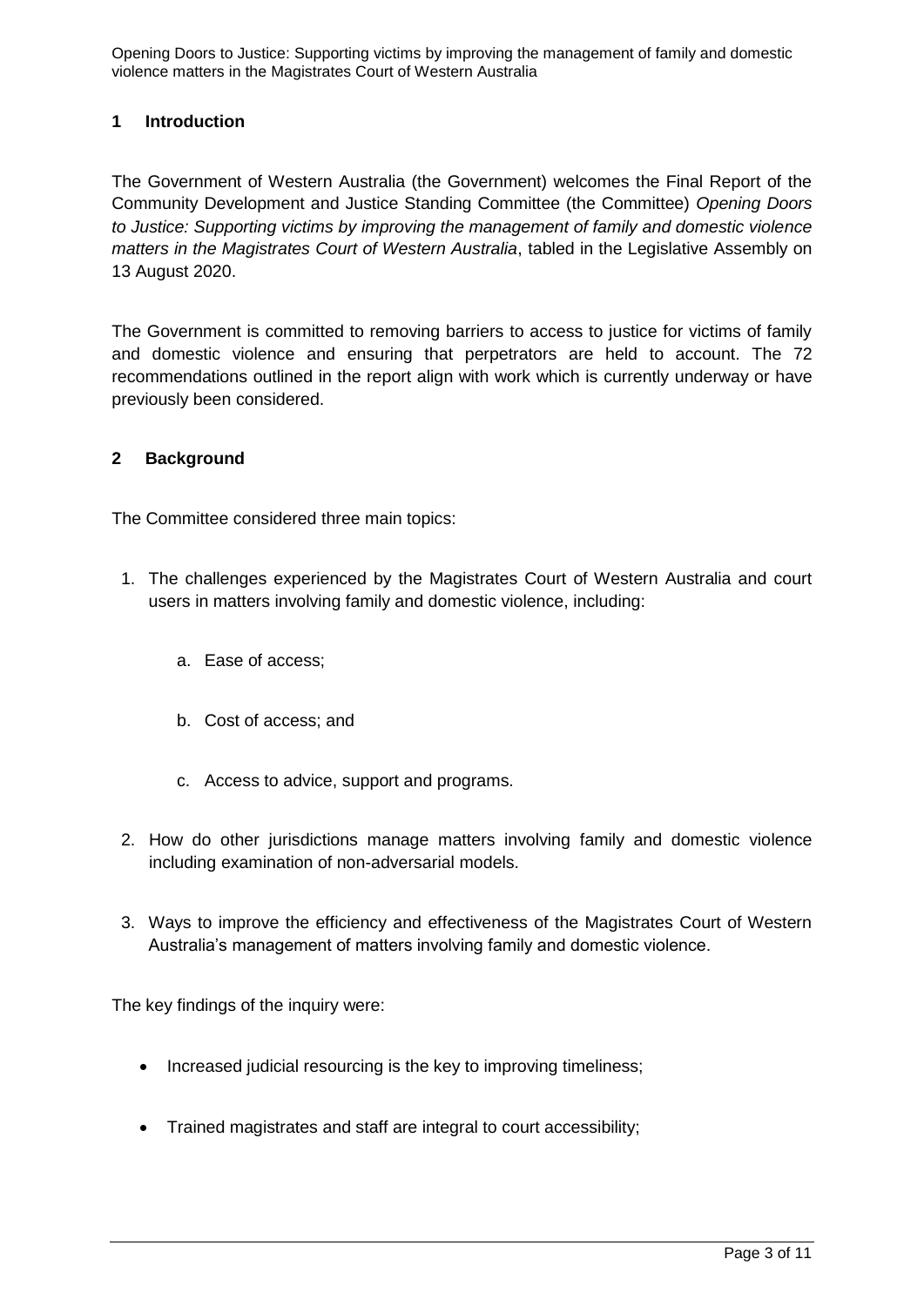## 1 Introduction

The Government of Western Australia (the Government) welcomes the Final Report of the Community Development and Justice Standing Committee (the Committee) *Opening Doors to Justice: Supporting victims by improving the management of family and domestic violence matters in the Magistrates Court of Western Australia*, tabled in the Legislative Assembly on 13 August 2020.

The Government is committed to removing barriers to access to justice for victims of family and domestic violence and ensuring that perpetrators are held to account. The 72 recommendations outlined in the report align with work which is currently underway or have previously been considered.

## 2 Background

The Committee considered three main topics:

1. The challenges experienced by the Magistrates Court of Western Australia and court users in matters involving family and domestic violence, including:
   a. Ease of access;
   b. Cost of access; and
   c. Access to advice, support and programs.
2. How do other jurisdictions manage matters involving family and domestic violence including examination of non-adversarial models.
3. Ways to improve the efficiency and effectiveness of the Magistrates Court of Western Australia's management of matters involving family and domestic violence.

The key findings of the inquiry were:

- Increased judicial resourcing is the key to improving timeliness;
- Trained magistrates and staff are integral to court accessibility;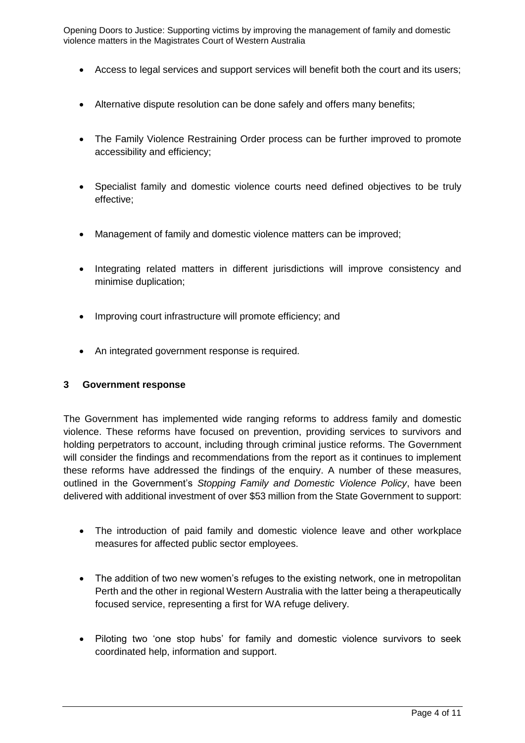- Access to legal services and support services will benefit both the court and its users;
- Alternative dispute resolution can be done safely and offers many benefits;
- The Family Violence Restraining Order process can be further improved to promote accessibility and efficiency;
- Specialist family and domestic violence courts need defined objectives to be truly effective;
- Management of family and domestic violence matters can be improved;
- Integrating related matters in different jurisdictions will improve consistency and minimise duplication;
- Improving court infrastructure will promote efficiency; and
- An integrated government response is required.

## 3 Government response

The Government has implemented wide ranging reforms to address family and domestic violence. These reforms have focused on prevention, providing services to survivors and holding perpetrators to account, including through criminal justice reforms. The Government will consider the findings and recommendations from the report as it continues to implement these reforms have addressed the findings of the enquiry. A number of these measures, outlined in the Government's *Stopping Family and Domestic Violence Policy*, have been delivered with additional investment of over $53 million from the State Government to support:

- The introduction of paid family and domestic violence leave and other workplace measures for affected public sector employees.
- The addition of two new women's refuges to the existing network, one in metropolitan Perth and the other in regional Western Australia with the latter being a therapeutically focused service, representing a first for WA refuge delivery.
- Piloting two 'one stop hubs' for family and domestic violence survivors to seek coordinated help, information and support.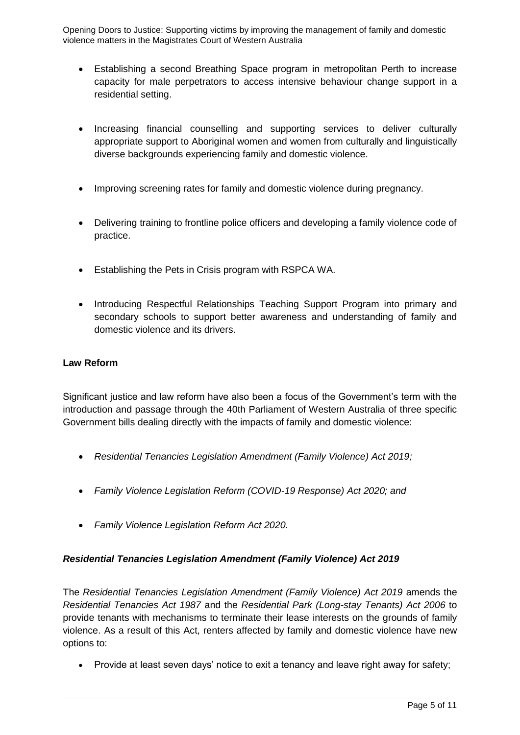- Establishing a second Breathing Space program in metropolitan Perth to increase capacity for male perpetrators to access intensive behaviour change support in a residential setting.
- Increasing financial counselling and supporting services to deliver culturally appropriate support to Aboriginal women and women from culturally and linguistically diverse backgrounds experiencing family and domestic violence.
- Improving screening rates for family and domestic violence during pregnancy.
- Delivering training to frontline police officers and developing a family violence code of practice.
- Establishing the Pets in Crisis program with RSPCA WA.
- Introducing Respectful Relationships Teaching Support Program into primary and secondary schools to support better awareness and understanding of family and domestic violence and its drivers.

**Law Reform**

Significant justice and law reform have also been a focus of the Government's term with the introduction and passage through the 40th Parliament of Western Australia of three specific Government bills dealing directly with the impacts of family and domestic violence:

- *Residential Tenancies Legislation Amendment (Family Violence) Act 2019;*
- *Family Violence Legislation Reform (COVID-19 Response) Act 2020; and*
- *Family Violence Legislation Reform Act 2020.*

***Residential Tenancies Legislation Amendment (Family Violence) Act 2019***

The *Residential Tenancies Legislation Amendment (Family Violence) Act 2019* amends the *Residential Tenancies Act 1987* and the *Residential Park (Long-stay Tenants) Act 2006* to provide tenants with mechanisms to terminate their lease interests on the grounds of family violence. As a result of this Act, renters affected by family and domestic violence have new options to:

- Provide at least seven days' notice to exit a tenancy and leave right away for safety;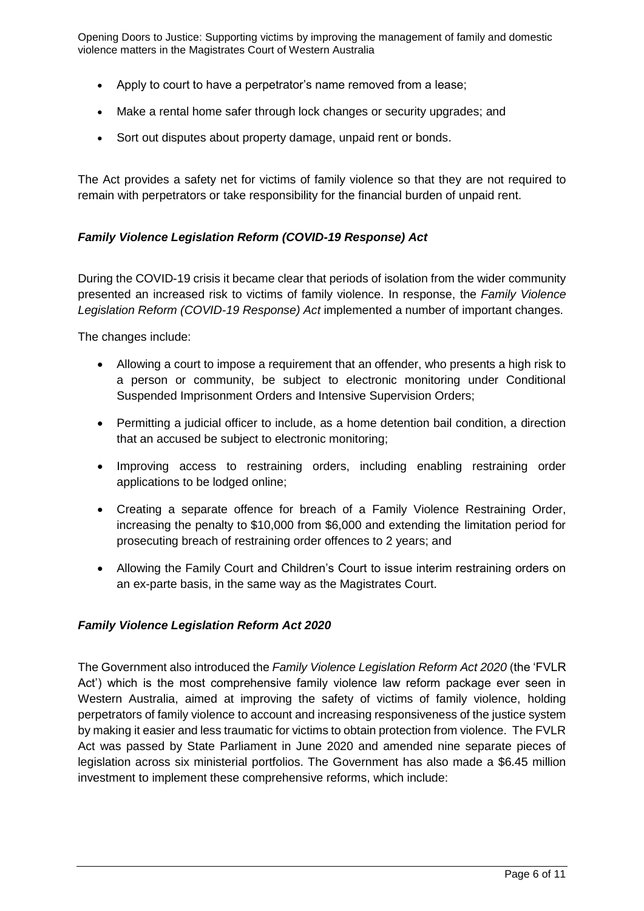- Apply to court to have a perpetrator's name removed from a lease;
- Make a rental home safer through lock changes or security upgrades; and
- Sort out disputes about property damage, unpaid rent or bonds.

The Act provides a safety net for victims of family violence so that they are not required to remain with perpetrators or take responsibility for the financial burden of unpaid rent.

### *Family Violence Legislation Reform (COVID-19 Response) Act*

During the COVID-19 crisis it became clear that periods of isolation from the wider community presented an increased risk to victims of family violence. In response, the *Family Violence Legislation Reform (COVID-19 Response) Act* implemented a number of important changes.

The changes include:

- Allowing a court to impose a requirement that an offender, who presents a high risk to a person or community, be subject to electronic monitoring under Conditional Suspended Imprisonment Orders and Intensive Supervision Orders;
- Permitting a judicial officer to include, as a home detention bail condition, a direction that an accused be subject to electronic monitoring;
- Improving access to restraining orders, including enabling restraining order applications to be lodged online;
- Creating a separate offence for breach of a Family Violence Restraining Order, increasing the penalty to $10,000 from $6,000 and extending the limitation period for prosecuting breach of restraining order offences to 2 years; and
- Allowing the Family Court and Children's Court to issue interim restraining orders on an ex-parte basis, in the same way as the Magistrates Court.

### *Family Violence Legislation Reform Act 2020*

The Government also introduced the *Family Violence Legislation Reform Act 2020* (the 'FVLR Act') which is the most comprehensive family violence law reform package ever seen in Western Australia, aimed at improving the safety of victims of family violence, holding perpetrators of family violence to account and increasing responsiveness of the justice system by making it easier and less traumatic for victims to obtain protection from violence. The FVLR Act was passed by State Parliament in June 2020 and amended nine separate pieces of legislation across six ministerial portfolios. The Government has also made a $6.45 million investment to implement these comprehensive reforms, which include: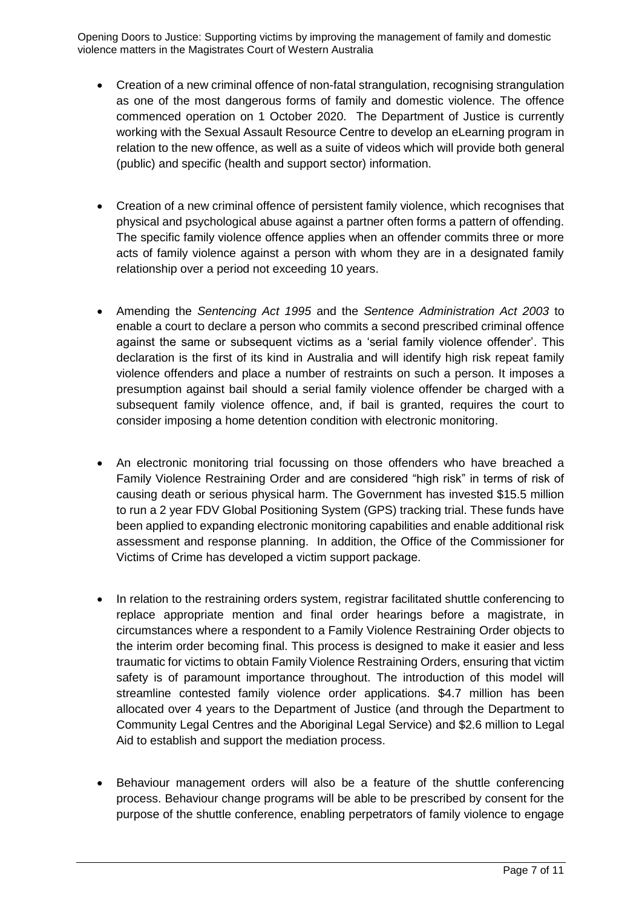- Creation of a new criminal offence of non-fatal strangulation, recognising strangulation as one of the most dangerous forms of family and domestic violence. The offence commenced operation on 1 October 2020. The Department of Justice is currently working with the Sexual Assault Resource Centre to develop an eLearning program in relation to the new offence, as well as a suite of videos which will provide both general (public) and specific (health and support sector) information.

- Creation of a new criminal offence of persistent family violence, which recognises that physical and psychological abuse against a partner often forms a pattern of offending. The specific family violence offence applies when an offender commits three or more acts of family violence against a person with whom they are in a designated family relationship over a period not exceeding 10 years.

- Amending the *Sentencing Act 1995* and the *Sentence Administration Act 2003* to enable a court to declare a person who commits a second prescribed criminal offence against the same or subsequent victims as a 'serial family violence offender'. This declaration is the first of its kind in Australia and will identify high risk repeat family violence offenders and place a number of restraints on such a person. It imposes a presumption against bail should a serial family violence offender be charged with a subsequent family violence offence, and, if bail is granted, requires the court to consider imposing a home detention condition with electronic monitoring.

- An electronic monitoring trial focussing on those offenders who have breached a Family Violence Restraining Order and are considered "high risk" in terms of risk of causing death or serious physical harm. The Government has invested $15.5 million to run a 2 year FDV Global Positioning System (GPS) tracking trial. These funds have been applied to expanding electronic monitoring capabilities and enable additional risk assessment and response planning. In addition, the Office of the Commissioner for Victims of Crime has developed a victim support package.

- In relation to the restraining orders system, registrar facilitated shuttle conferencing to replace appropriate mention and final order hearings before a magistrate, in circumstances where a respondent to a Family Violence Restraining Order objects to the interim order becoming final. This process is designed to make it easier and less traumatic for victims to obtain Family Violence Restraining Orders, ensuring that victim safety is of paramount importance throughout. The introduction of this model will streamline contested family violence order applications. $4.7 million has been allocated over 4 years to the Department of Justice (and through the Department to Community Legal Centres and the Aboriginal Legal Service) and $2.6 million to Legal Aid to establish and support the mediation process.

- Behaviour management orders will also be a feature of the shuttle conferencing process. Behaviour change programs will be able to be prescribed by consent for the purpose of the shuttle conference, enabling perpetrators of family violence to engage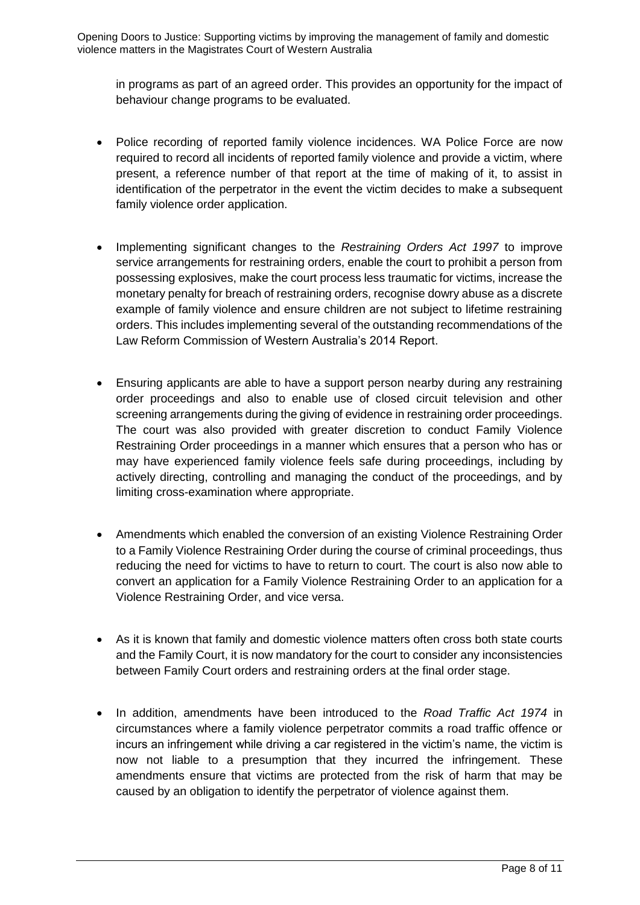in programs as part of an agreed order. This provides an opportunity for the impact of behaviour change programs to be evaluated.

- Police recording of reported family violence incidences. WA Police Force are now required to record all incidents of reported family violence and provide a victim, where present, a reference number of that report at the time of making of it, to assist in identification of the perpetrator in the event the victim decides to make a subsequent family violence order application.

- Implementing significant changes to the *Restraining Orders Act 1997* to improve service arrangements for restraining orders, enable the court to prohibit a person from possessing explosives, make the court process less traumatic for victims, increase the monetary penalty for breach of restraining orders, recognise dowry abuse as a discrete example of family violence and ensure children are not subject to lifetime restraining orders. This includes implementing several of the outstanding recommendations of the Law Reform Commission of Western Australia's 2014 Report.

- Ensuring applicants are able to have a support person nearby during any restraining order proceedings and also to enable use of closed circuit television and other screening arrangements during the giving of evidence in restraining order proceedings. The court was also provided with greater discretion to conduct Family Violence Restraining Order proceedings in a manner which ensures that a person who has or may have experienced family violence feels safe during proceedings, including by actively directing, controlling and managing the conduct of the proceedings, and by limiting cross-examination where appropriate.

- Amendments which enabled the conversion of an existing Violence Restraining Order to a Family Violence Restraining Order during the course of criminal proceedings, thus reducing the need for victims to have to return to court. The court is also now able to convert an application for a Family Violence Restraining Order to an application for a Violence Restraining Order, and vice versa.

- As it is known that family and domestic violence matters often cross both state courts and the Family Court, it is now mandatory for the court to consider any inconsistencies between Family Court orders and restraining orders at the final order stage.

- In addition, amendments have been introduced to the *Road Traffic Act 1974* in circumstances where a family violence perpetrator commits a road traffic offence or incurs an infringement while driving a car registered in the victim's name, the victim is now not liable to a presumption that they incurred the infringement. These amendments ensure that victims are protected from the risk of harm that may be caused by an obligation to identify the perpetrator of violence against them.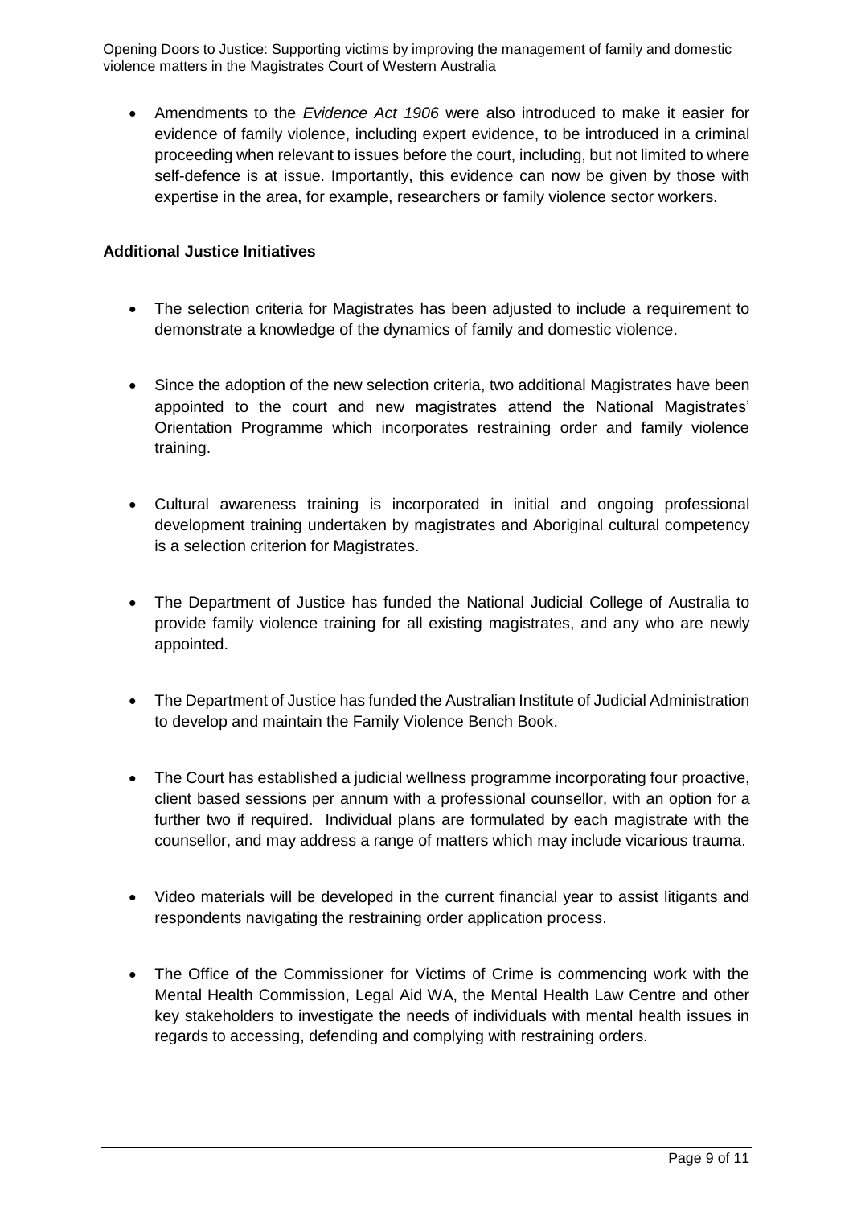- Amendments to the *Evidence Act 1906* were also introduced to make it easier for evidence of family violence, including expert evidence, to be introduced in a criminal proceeding when relevant to issues before the court, including, but not limited to where self-defence is at issue. Importantly, this evidence can now be given by those with expertise in the area, for example, researchers or family violence sector workers.

**Additional Justice Initiatives**

- The selection criteria for Magistrates has been adjusted to include a requirement to demonstrate a knowledge of the dynamics of family and domestic violence.

- Since the adoption of the new selection criteria, two additional Magistrates have been appointed to the court and new magistrates attend the National Magistrates' Orientation Programme which incorporates restraining order and family violence training.

- Cultural awareness training is incorporated in initial and ongoing professional development training undertaken by magistrates and Aboriginal cultural competency is a selection criterion for Magistrates.

- The Department of Justice has funded the National Judicial College of Australia to provide family violence training for all existing magistrates, and any who are newly appointed.

- The Department of Justice has funded the Australian Institute of Judicial Administration to develop and maintain the Family Violence Bench Book.

- The Court has established a judicial wellness programme incorporating four proactive, client based sessions per annum with a professional counsellor, with an option for a further two if required. Individual plans are formulated by each magistrate with the counsellor, and may address a range of matters which may include vicarious trauma.

- Video materials will be developed in the current financial year to assist litigants and respondents navigating the restraining order application process.

- The Office of the Commissioner for Victims of Crime is commencing work with the Mental Health Commission, Legal Aid WA, the Mental Health Law Centre and other key stakeholders to investigate the needs of individuals with mental health issues in regards to accessing, defending and complying with restraining orders.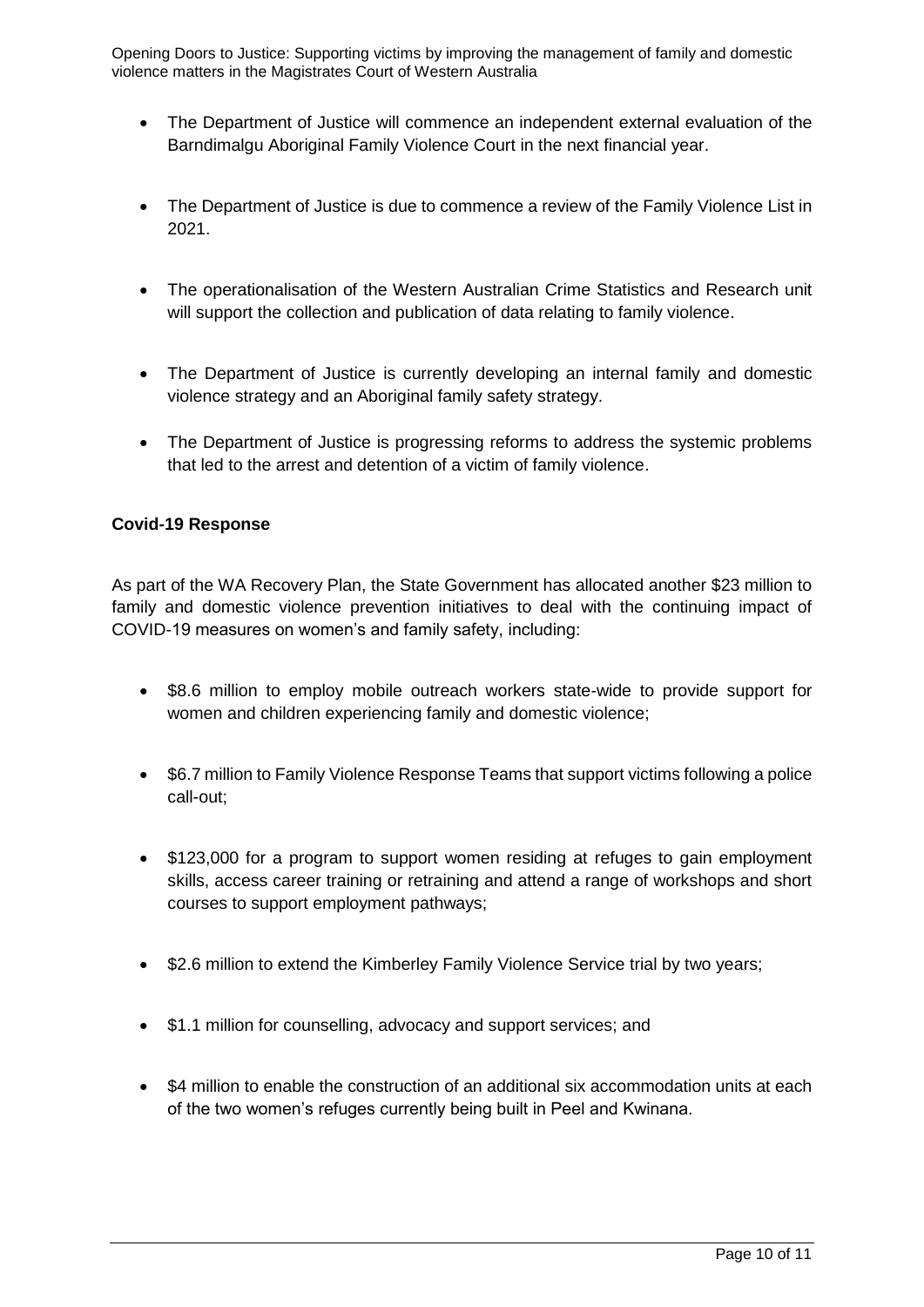- The Department of Justice will commence an independent external evaluation of the Barndimalgu Aboriginal Family Violence Court in the next financial year.

- The Department of Justice is due to commence a review of the Family Violence List in 2021.

- The operationalisation of the Western Australian Crime Statistics and Research unit will support the collection and publication of data relating to family violence.

- The Department of Justice is currently developing an internal family and domestic violence strategy and an Aboriginal family safety strategy.

- The Department of Justice is progressing reforms to address the systemic problems that led to the arrest and detention of a victim of family violence.

**Covid-19 Response**

As part of the WA Recovery Plan, the State Government has allocated another $23 million to family and domestic violence prevention initiatives to deal with the continuing impact of COVID-19 measures on women's and family safety, including:

- $8.6 million to employ mobile outreach workers state-wide to provide support for women and children experiencing family and domestic violence;

- $6.7 million to Family Violence Response Teams that support victims following a police call-out;

- $123,000 for a program to support women residing at refuges to gain employment skills, access career training or retraining and attend a range of workshops and short courses to support employment pathways;

- $2.6 million to extend the Kimberley Family Violence Service trial by two years;

- $1.1 million for counselling, advocacy and support services; and

- $4 million to enable the construction of an additional six accommodation units at each of the two women's refuges currently being built in Peel and Kwinana.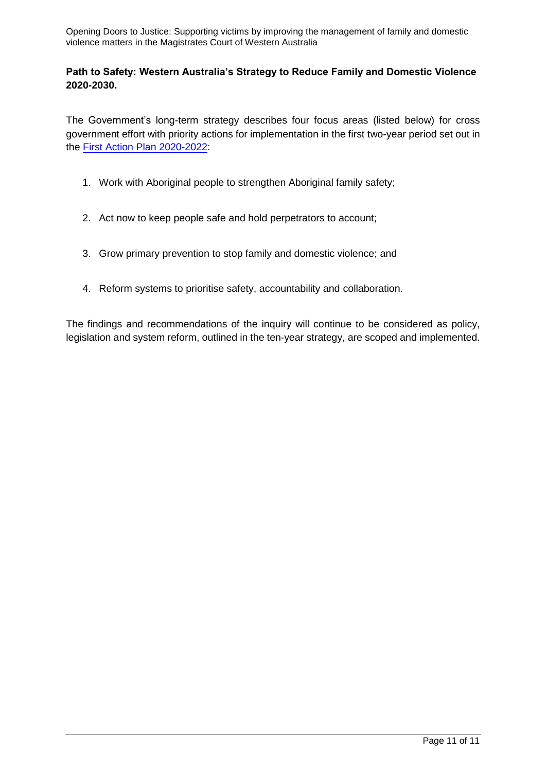**Path to Safety: Western Australia's Strategy to Reduce Family and Domestic Violence 2020-2030.**

The Government's long-term strategy describes four focus areas (listed below) for cross government effort with priority actions for implementation in the first two-year period set out in the First Action Plan 2020-2022:

1. Work with Aboriginal people to strengthen Aboriginal family safety;
2. Act now to keep people safe and hold perpetrators to account;
3. Grow primary prevention to stop family and domestic violence; and
4. Reform systems to prioritise safety, accountability and collaboration.

The findings and recommendations of the inquiry will continue to be considered as policy, legislation and system reform, outlined in the ten-year strategy, are scoped and implemented.